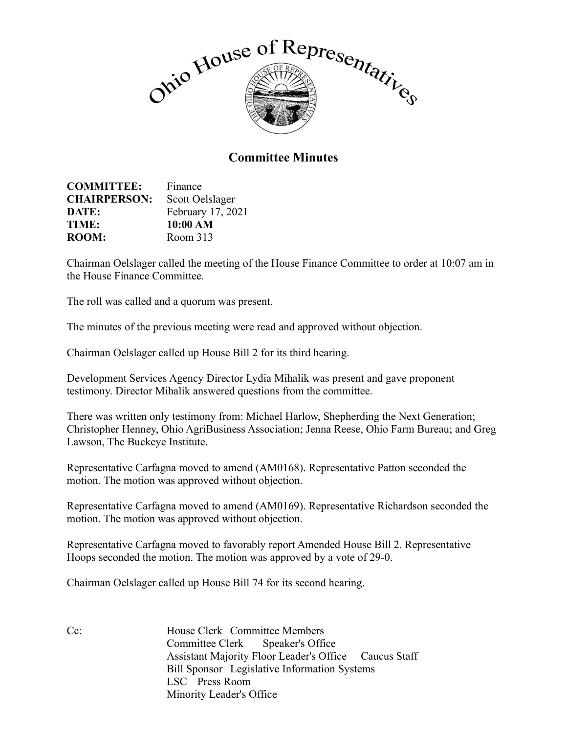# Ohio House of Representatives

## Committee Minutes

**COMMITTEE:** Finance
**CHAIRPERSON:** Scott Oelslager
**DATE:** February 17, 2021
**TIME:** **10:00 AM**
**ROOM:** Room 313

Chairman Oelslager called the meeting of the House Finance Committee to order at 10:07 am in the House Finance Committee.

The roll was called and a quorum was present.

The minutes of the previous meeting were read and approved without objection.

Chairman Oelslager called up House Bill 2 for its third hearing.

Development Services Agency Director Lydia Mihalik was present and gave proponent testimony. Director Mihalik answered questions from the committee.

There was written only testimony from: Michael Harlow, Shepherding the Next Generation; Christopher Henney, Ohio AgriBusiness Association; Jenna Reese, Ohio Farm Bureau; and Greg Lawson, The Buckeye Institute.

Representative Carfagna moved to amend (AM0168). Representative Patton seconded the motion. The motion was approved without objection.

Representative Carfagna moved to amend (AM0169). Representative Richardson seconded the motion. The motion was approved without objection.

Representative Carfagna moved to favorably report Amended House Bill 2. Representative Hoops seconded the motion. The motion was approved by a vote of 29-0.

Chairman Oelslager called up House Bill 74 for its second hearing.

Cc: House Clerk Committee Members
Committee Clerk Speaker's Office
Assistant Majority Floor Leader's Office Caucus Staff
Bill Sponsor Legislative Information Systems
LSC Press Room
Minority Leader's Office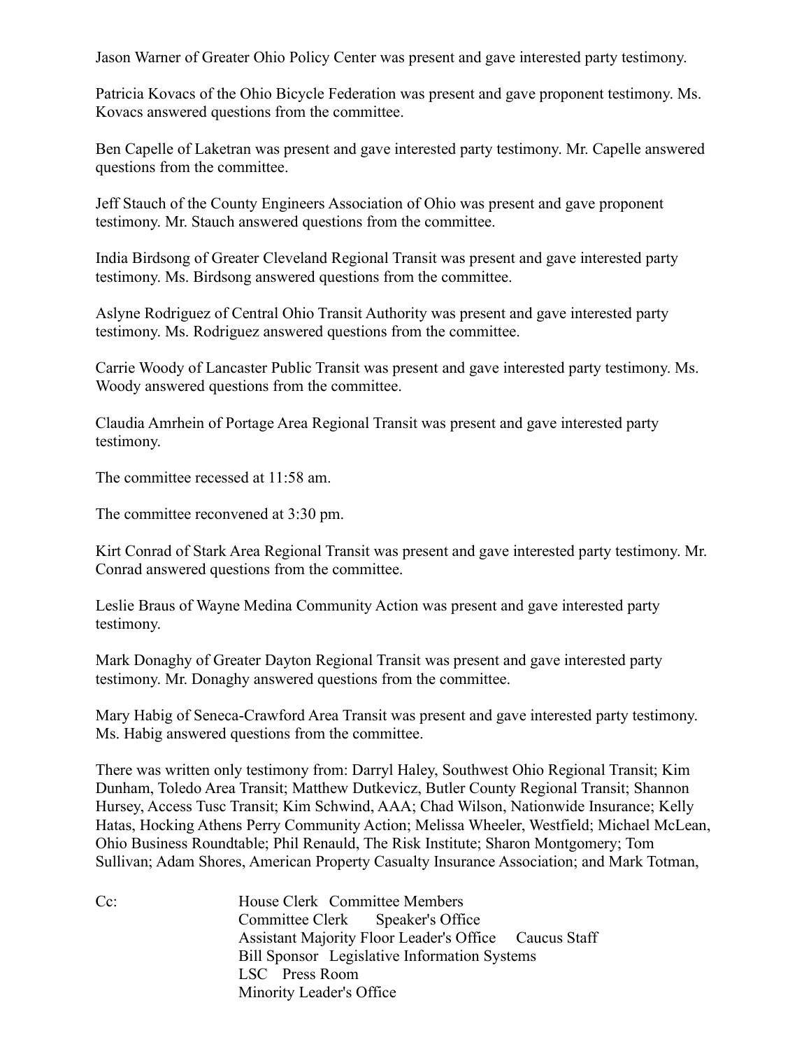Jason Warner of Greater Ohio Policy Center was present and gave interested party testimony.

Patricia Kovacs of the Ohio Bicycle Federation was present and gave proponent testimony. Ms. Kovacs answered questions from the committee.

Ben Capelle of Laketran was present and gave interested party testimony. Mr. Capelle answered questions from the committee.

Jeff Stauch of the County Engineers Association of Ohio was present and gave proponent testimony. Mr. Stauch answered questions from the committee.

India Birdsong of Greater Cleveland Regional Transit was present and gave interested party testimony. Ms. Birdsong answered questions from the committee.

Aslyne Rodriguez of Central Ohio Transit Authority was present and gave interested party testimony. Ms. Rodriguez answered questions from the committee.

Carrie Woody of Lancaster Public Transit was present and gave interested party testimony. Ms. Woody answered questions from the committee.

Claudia Amrhein of Portage Area Regional Transit was present and gave interested party testimony.

The committee recessed at 11:58 am.

The committee reconvened at 3:30 pm.

Kirt Conrad of Stark Area Regional Transit was present and gave interested party testimony. Mr. Conrad answered questions from the committee.

Leslie Braus of Wayne Medina Community Action was present and gave interested party testimony.

Mark Donaghy of Greater Dayton Regional Transit was present and gave interested party testimony. Mr. Donaghy answered questions from the committee.

Mary Habig of Seneca-Crawford Area Transit was present and gave interested party testimony. Ms. Habig answered questions from the committee.

There was written only testimony from: Darryl Haley, Southwest Ohio Regional Transit; Kim Dunham, Toledo Area Transit; Matthew Dutkevicz, Butler County Regional Transit; Shannon Hursey, Access Tusc Transit; Kim Schwind, AAA; Chad Wilson, Nationwide Insurance; Kelly Hatas, Hocking Athens Perry Community Action; Melissa Wheeler, Westfield; Michael McLean, Ohio Business Roundtable; Phil Renauld, The Risk Institute; Sharon Montgomery; Tom Sullivan; Adam Shores, American Property Casualty Insurance Association; and Mark Totman,

Cc: House Clerk Committee Members
Committee Clerk Speaker's Office
Assistant Majority Floor Leader's Office Caucus Staff
Bill Sponsor Legislative Information Systems
LSC Press Room
Minority Leader's Office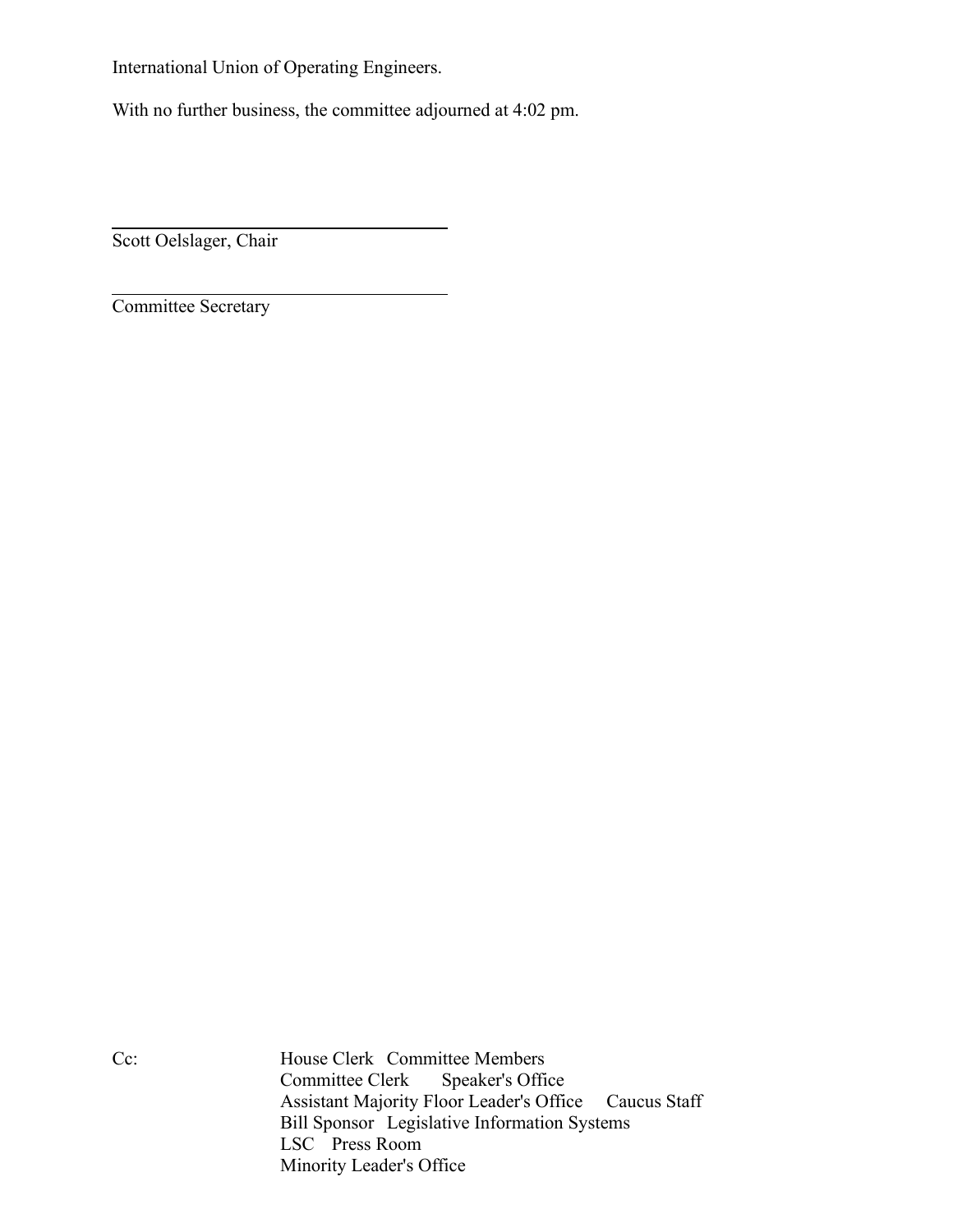International Union of Operating Engineers.

With no further business, the committee adjourned at 4:02 pm.

\_\_\_\_\_\_\_\_\_\_\_\_\_\_\_\_\_\_\_\_\_\_\_\_\_\_\_\_\_\_\_\_\_\_\_\_

Scott Oelslager, Chair

\_\_\_\_\_\_\_\_\_\_\_\_\_\_\_\_\_\_\_\_\_\_\_\_\_\_\_\_\_\_\_\_\_\_\_\_

Committee Secretary

Cc:

House Clerk Committee Members
Committee Clerk Speaker's Office
Assistant Majority Floor Leader's Office Caucus Staff
Bill Sponsor Legislative Information Systems
LSC Press Room
Minority Leader's Office